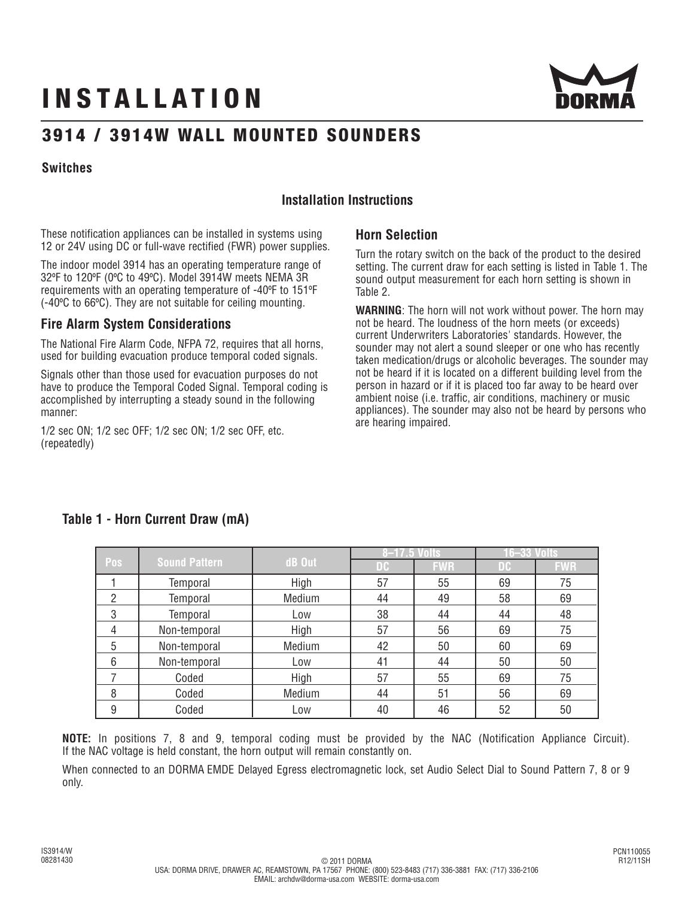# INSTALLATION

## 3914 / 3914W WALL MOUNTED SOUNDERS

**Switches**

### Installation Instructions

These notification appliances can be installed in systems using 12 or 24V using DC or full-wave rectified (FWR) power supplies.

The indoor model 3914 has an operating temperature range of 32ºF to 120ºF (0ºC to 49ºC). Model 3914W meets NEMA 3R requirements with an operating temperature of -40ºF to 151ºF (-40ºC to 66ºC). They are not suitable for ceiling mounting.

### Fire Alarm System Considerations

The National Fire Alarm Code, NFPA 72, requires that all horns, used for building evacuation produce temporal coded signals.

Signals other than those used for evacuation purposes do not have to produce the Temporal Coded Signal. Temporal coding is accomplished by interrupting a steady sound in the following manner:

1/2 sec ON; 1/2 sec OFF; 1/2 sec ON; 1/2 sec OFF, etc. (repeatedly)

### Horn Selection

Turn the rotary switch on the back of the product to the desired setting. The current draw for each setting is listed in Table 1. The sound output measurement for each horn setting is shown in Table 2.

**WARNING**: The horn will not work without power. The horn may not be heard. The loudness of the horn meets (or exceeds) current Underwriters Laboratories' standards. However, the sounder may not alert a sound sleeper or one who has recently taken medication/drugs or alcoholic beverages. The sounder may not be heard if it is located on a different building level from the person in hazard or if it is placed too far away to be heard over ambient noise (i.e. traffic, air conditions, machinery or music appliances). The sounder may also not be heard by persons who are hearing impaired.

### Table 1 - Horn Current Draw (mA)

| Pos | Sound Pattern | dB Out | 8–17.5 Volts | | 16–33 Volts | |
|---|---|---|---|---|---|---|
| | | | DC | FWR | DC | FWR |
| 1 | Temporal | High | 57 | 55 | 69 | 75 |
| 2 | Temporal | Medium | 44 | 49 | 58 | 69 |
| 3 | Temporal | Low | 38 | 44 | 44 | 48 |
| 4 | Non-temporal | High | 57 | 56 | 69 | 75 |
| 5 | Non-temporal | Medium | 42 | 50 | 60 | 69 |
| 6 | Non-temporal | Low | 41 | 44 | 50 | 50 |
| 7 | Coded | High | 57 | 55 | 69 | 75 |
| 8 | Coded | Medium | 44 | 51 | 56 | 69 |
| 9 | Coded | Low | 40 | 46 | 52 | 50 |

**NOTE:** In positions 7, 8 and 9, temporal coding must be provided by the NAC (Notification Appliance Circuit). If the NAC voltage is held constant, the horn output will remain constantly on.

When connected to an DORMA EMDE Delayed Egress electromagnetic lock, set Audio Select Dial to Sound Pattern 7, 8 or 9 only.

IS3914/W
08281430

© 2011 DORMA
USA: DORMA DRIVE, DRAWER AC, REAMSTOWN, PA 17567 PHONE: (800) 523-8483 (717) 336-3881 FAX: (717) 336-2106
EMAIL: archdw@dorma-usa.com WEBSITE: dorma-usa.com

PCN110055
R12/11SH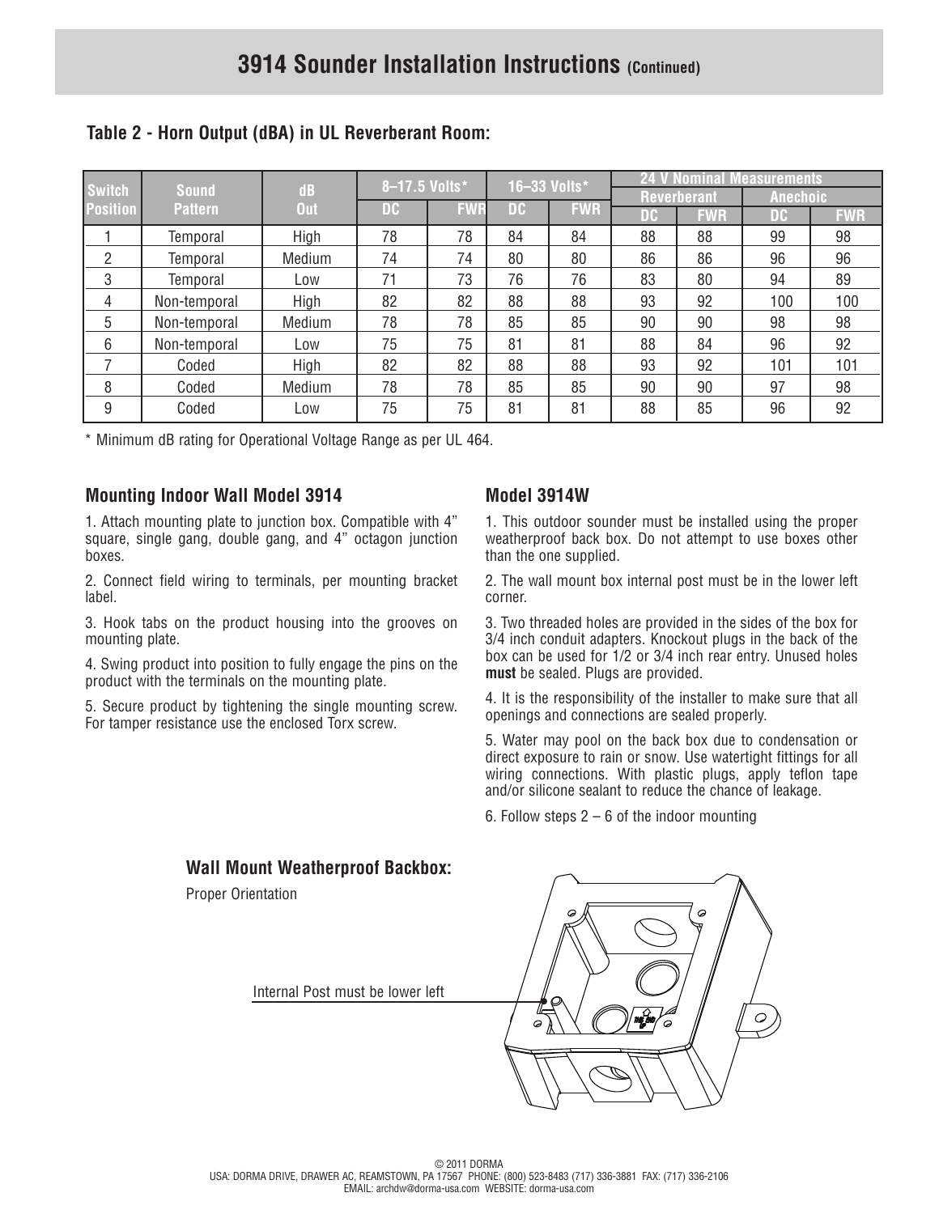# 3914 Sounder Installation Instructions (Continued)

**Table 2 - Horn Output (dBA) in UL Reverberant Room:**

| Switch Position | Sound Pattern | dB Out | 8–17.5 Volts* | | 16–33 Volts* | | 24 V Nominal Measurements | | | |
|---|---|---|---|---|---|---|---|---|---|---|
| | | | | | | | Reverberant | | Anechoic | |
| | | | DC | FWR | DC | FWR | DC | FWR | DC | FWR |
| 1 | Temporal | High | 78 | 78 | 84 | 84 | 88 | 88 | 99 | 98 |
| 2 | Temporal | Medium | 74 | 74 | 80 | 80 | 86 | 86 | 96 | 96 |
| 3 | Temporal | Low | 71 | 73 | 76 | 76 | 83 | 80 | 94 | 89 |
| 4 | Non-temporal | High | 82 | 82 | 88 | 88 | 93 | 92 | 100 | 100 |
| 5 | Non-temporal | Medium | 78 | 78 | 85 | 85 | 90 | 90 | 98 | 98 |
| 6 | Non-temporal | Low | 75 | 75 | 81 | 81 | 88 | 84 | 96 | 92 |
| 7 | Coded | High | 82 | 82 | 88 | 88 | 93 | 92 | 101 | 101 |
| 8 | Coded | Medium | 78 | 78 | 85 | 85 | 90 | 90 | 97 | 98 |
| 9 | Coded | Low | 75 | 75 | 81 | 81 | 88 | 85 | 96 | 92 |

* Minimum dB rating for Operational Voltage Range as per UL 464.

### Mounting Indoor Wall Model 3914

1. Attach mounting plate to junction box. Compatible with 4" square, single gang, double gang, and 4" octagon junction boxes.

2. Connect field wiring to terminals, per mounting bracket label.

3. Hook tabs on the product housing into the grooves on mounting plate.

4. Swing product into position to fully engage the pins on the product with the terminals on the mounting plate.

5. Secure product by tightening the single mounting screw. For tamper resistance use the enclosed Torx screw.

### Model 3914W

1. This outdoor sounder must be installed using the proper weatherproof back box. Do not attempt to use boxes other than the one supplied.

2. The wall mount box internal post must be in the lower left corner.

3. Two threaded holes are provided in the sides of the box for 3/4 inch conduit adapters. Knockout plugs in the back of the box can be used for 1/2 or 3/4 inch rear entry. Unused holes **must** be sealed. Plugs are provided.

4. It is the responsibility of the installer to make sure that all openings and connections are sealed properly.

5. Water may pool on the back box due to condensation or direct exposure to rain or snow. Use watertight fittings for all wiring connections. With plastic plugs, apply teflon tape and/or silicone sealant to reduce the chance of leakage.

6. Follow steps 2 – 6 of the indoor mounting

### Wall Mount Weatherproof Backbox:

Proper Orientation

Internal Post must be lower left

© 2011 DORMA
USA: DORMA DRIVE, DRAWER AC, REAMSTOWN, PA 17567 PHONE: (800) 523-8483 (717) 336-3881 FAX: (717) 336-2106
EMAIL: archdw@dorma-usa.com WEBSITE: dorma-usa.com